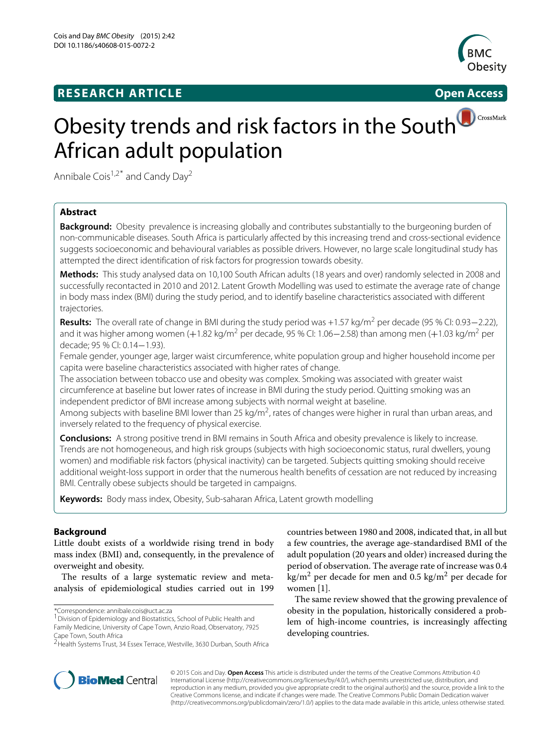**RESEARCH ARTICLE** **Open Access**

# Obesity trends and risk factors in the South African adult population

Annibale Cois[1,2]* and Candy Day[2]

## Abstract

**Background:** Obesity prevalence is increasing globally and contributes substantially to the burgeoning burden of non-communicable diseases. South Africa is particularly affected by this increasing trend and cross-sectional evidence suggests socioeconomic and behavioural variables as possible drivers. However, no large scale longitudinal study has attempted the direct identification of risk factors for progression towards obesity.

**Methods:** This study analysed data on 10,100 South African adults (18 years and over) randomly selected in 2008 and successfully recontacted in 2010 and 2012. Latent Growth Modelling was used to estimate the average rate of change in body mass index (BMI) during the study period, and to identify baseline characteristics associated with different trajectories.

**Results:** The overall rate of change in BMI during the study period was +1.57 kg/m$^2$ per decade (95 % CI: 0.93−2.22), and it was higher among women (+1.82 kg/m$^2$ per decade, 95 % CI: 1.06−2.58) than among men (+1.03 kg/m$^2$ per decade; 95 % CI: 0.14−1.93).

Female gender, younger age, larger waist circumference, white population group and higher household income per capita were baseline characteristics associated with higher rates of change.

The association between tobacco use and obesity was complex. Smoking was associated with greater waist circumference at baseline but lower rates of increase in BMI during the study period. Quitting smoking was an independent predictor of BMI increase among subjects with normal weight at baseline.

Among subjects with baseline BMI lower than 25 kg/m$^2$, rates of changes were higher in rural than urban areas, and inversely related to the frequency of physical exercise.

**Conclusions:** A strong positive trend in BMI remains in South Africa and obesity prevalence is likely to increase. Trends are not homogeneous, and high risk groups (subjects with high socioeconomic status, rural dwellers, young women) and modifiable risk factors (physical inactivity) can be targeted. Subjects quitting smoking should receive additional weight-loss support in order that the numerous health benefits of cessation are not reduced by increasing BMI. Centrally obese subjects should be targeted in campaigns.

**Keywords:** Body mass index, Obesity, Sub-saharan Africa, Latent growth modelling

## Background

Little doubt exists of a worldwide rising trend in body mass index (BMI) and, consequently, in the prevalence of overweight and obesity.

The results of a large systematic review and meta-analysis of epidemiological studies carried out in 199 countries between 1980 and 2008, indicated that, in all but a few countries, the average age-standardised BMI of the adult population (20 years and older) increased during the period of observation. The average rate of increase was 0.4 kg/m$^2$ per decade for men and 0.5 kg/m$^2$ per decade for women [1].

The same review showed that the growing prevalence of obesity in the population, historically considered a problem of high-income countries, is increasingly affecting developing countries.

*Correspondence: annibale.cois@uct.ac.za
[1] Division of Epidemiology and Biostatistics, School of Public Health and Family Medicine, University of Cape Town, Anzio Road, Observatory, 7925 Cape Town, South Africa
[2] Health Systems Trust, 34 Essex Terrace, Westville, 3630 Durban, South Africa

© 2015 Cois and Day. **Open Access** This article is distributed under the terms of the Creative Commons Attribution 4.0 International License (http://creativecommons.org/licenses/by/4.0/), which permits unrestricted use, distribution, and reproduction in any medium, provided you give appropriate credit to the original author(s) and the source, provide a link to the Creative Commons license, and indicate if changes were made. The Creative Commons Public Domain Dedication waiver (http://creativecommons.org/publicdomain/zero/1.0/) applies to the data made available in this article, unless otherwise stated.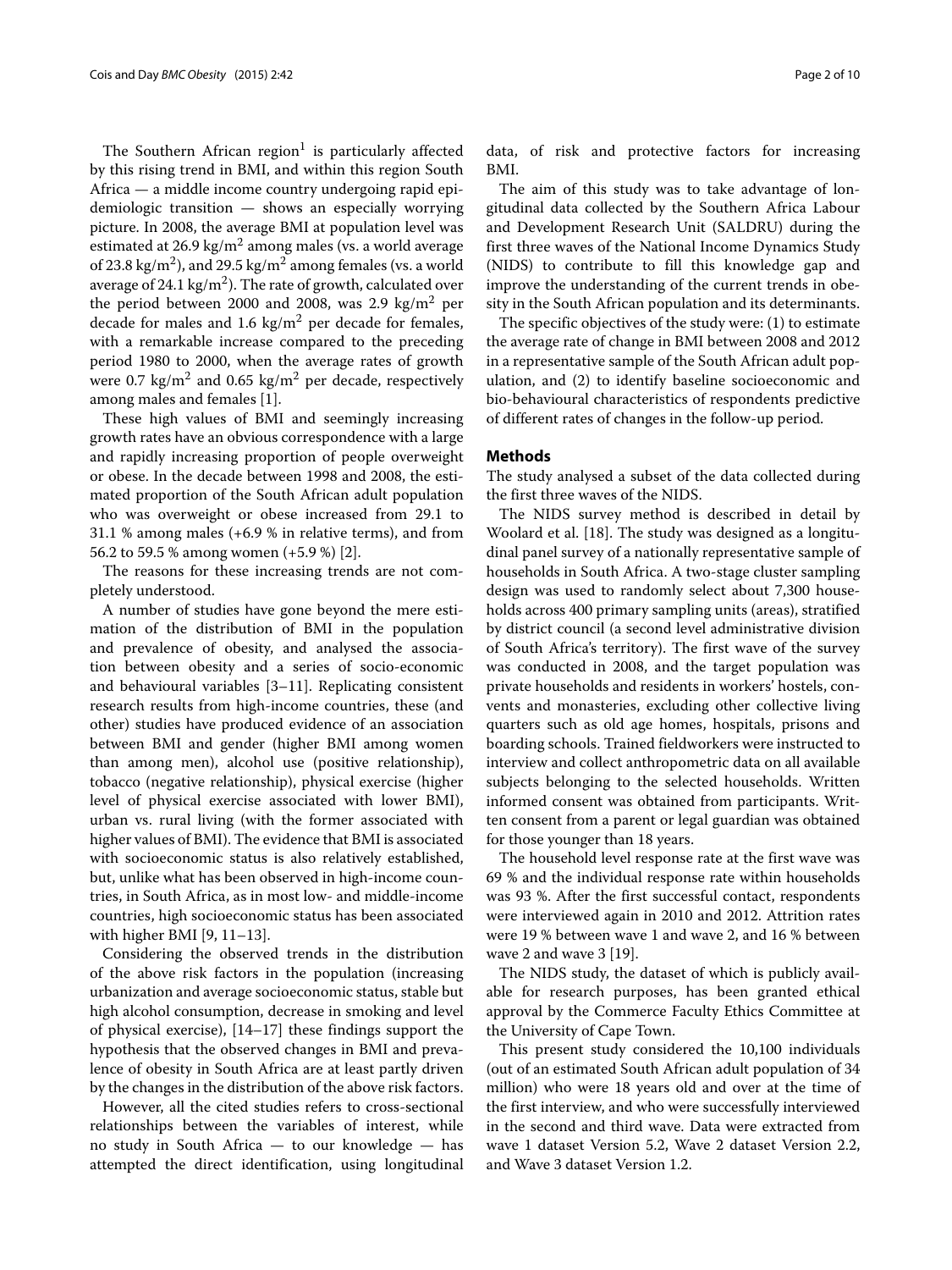The Southern African region[1] is particularly affected by this rising trend in BMI, and within this region South Africa — a middle income country undergoing rapid epidemiologic transition — shows an especially worrying picture. In 2008, the average BMI at population level was estimated at 26.9 $kg/m^2$ among males (vs. a world average of 23.8 $kg/m^2$), and 29.5 $kg/m^2$ among females (vs. a world average of 24.1 $kg/m^2$). The rate of growth, calculated over the period between 2000 and 2008, was 2.9 $kg/m^2$ per decade for males and 1.6 $kg/m^2$ per decade for females, with a remarkable increase compared to the preceding period 1980 to 2000, when the average rates of growth were 0.7 $kg/m^2$ and 0.65 $kg/m^2$ per decade, respectively among males and females [1].

These high values of BMI and seemingly increasing growth rates have an obvious correspondence with a large and rapidly increasing proportion of people overweight or obese. In the decade between 1998 and 2008, the estimated proportion of the South African adult population who was overweight or obese increased from 29.1 to 31.1 % among males (+6.9 % in relative terms), and from 56.2 to 59.5 % among women (+5.9 %) [2].

The reasons for these increasing trends are not completely understood.

A number of studies have gone beyond the mere estimation of the distribution of BMI in the population and prevalence of obesity, and analysed the association between obesity and a series of socio-economic and behavioural variables [3–11]. Replicating consistent research results from high-income countries, these (and other) studies have produced evidence of an association between BMI and gender (higher BMI among women than among men), alcohol use (positive relationship), tobacco (negative relationship), physical exercise (higher level of physical exercise associated with lower BMI), urban vs. rural living (with the former associated with higher values of BMI). The evidence that BMI is associated with socioeconomic status is also relatively established, but, unlike what has been observed in high-income countries, in South Africa, as in most low- and middle-income countries, high socioeconomic status has been associated with higher BMI [9, 11–13].

Considering the observed trends in the distribution of the above risk factors in the population (increasing urbanization and average socioeconomic status, stable but high alcohol consumption, decrease in smoking and level of physical exercise), [14–17] these findings support the hypothesis that the observed changes in BMI and prevalence of obesity in South Africa are at least partly driven by the changes in the distribution of the above risk factors.

However, all the cited studies refers to cross-sectional relationships between the variables of interest, while no study in South Africa — to our knowledge — has attempted the direct identification, using longitudinal data, of risk and protective factors for increasing BMI.

The aim of this study was to take advantage of longitudinal data collected by the Southern Africa Labour and Development Research Unit (SALDRU) during the first three waves of the National Income Dynamics Study (NIDS) to contribute to fill this knowledge gap and improve the understanding of the current trends in obesity in the South African population and its determinants.

The specific objectives of the study were: (1) to estimate the average rate of change in BMI between 2008 and 2012 in a representative sample of the South African adult population, and (2) to identify baseline socioeconomic and bio-behavioural characteristics of respondents predictive of different rates of changes in the follow-up period.

## Methods

The study analysed a subset of the data collected during the first three waves of the NIDS.

The NIDS survey method is described in detail by Woolard et al. [18]. The study was designed as a longitudinal panel survey of a nationally representative sample of households in South Africa. A two-stage cluster sampling design was used to randomly select about 7,300 households across 400 primary sampling units (areas), stratified by district council (a second level administrative division of South Africa's territory). The first wave of the survey was conducted in 2008, and the target population was private households and residents in workers' hostels, convents and monasteries, excluding other collective living quarters such as old age homes, hospitals, prisons and boarding schools. Trained fieldworkers were instructed to interview and collect anthropometric data on all available subjects belonging to the selected households. Written informed consent was obtained from participants. Written consent from a parent or legal guardian was obtained for those younger than 18 years.

The household level response rate at the first wave was 69 % and the individual response rate within households was 93 %. After the first successful contact, respondents were interviewed again in 2010 and 2012. Attrition rates were 19 % between wave 1 and wave 2, and 16 % between wave 2 and wave 3 [19].

The NIDS study, the dataset of which is publicly available for research purposes, has been granted ethical approval by the Commerce Faculty Ethics Committee at the University of Cape Town.

This present study considered the 10,100 individuals (out of an estimated South African adult population of 34 million) who were 18 years old and over at the time of the first interview, and who were successfully interviewed in the second and third wave. Data were extracted from wave 1 dataset Version 5.2, Wave 2 dataset Version 2.2, and Wave 3 dataset Version 1.2.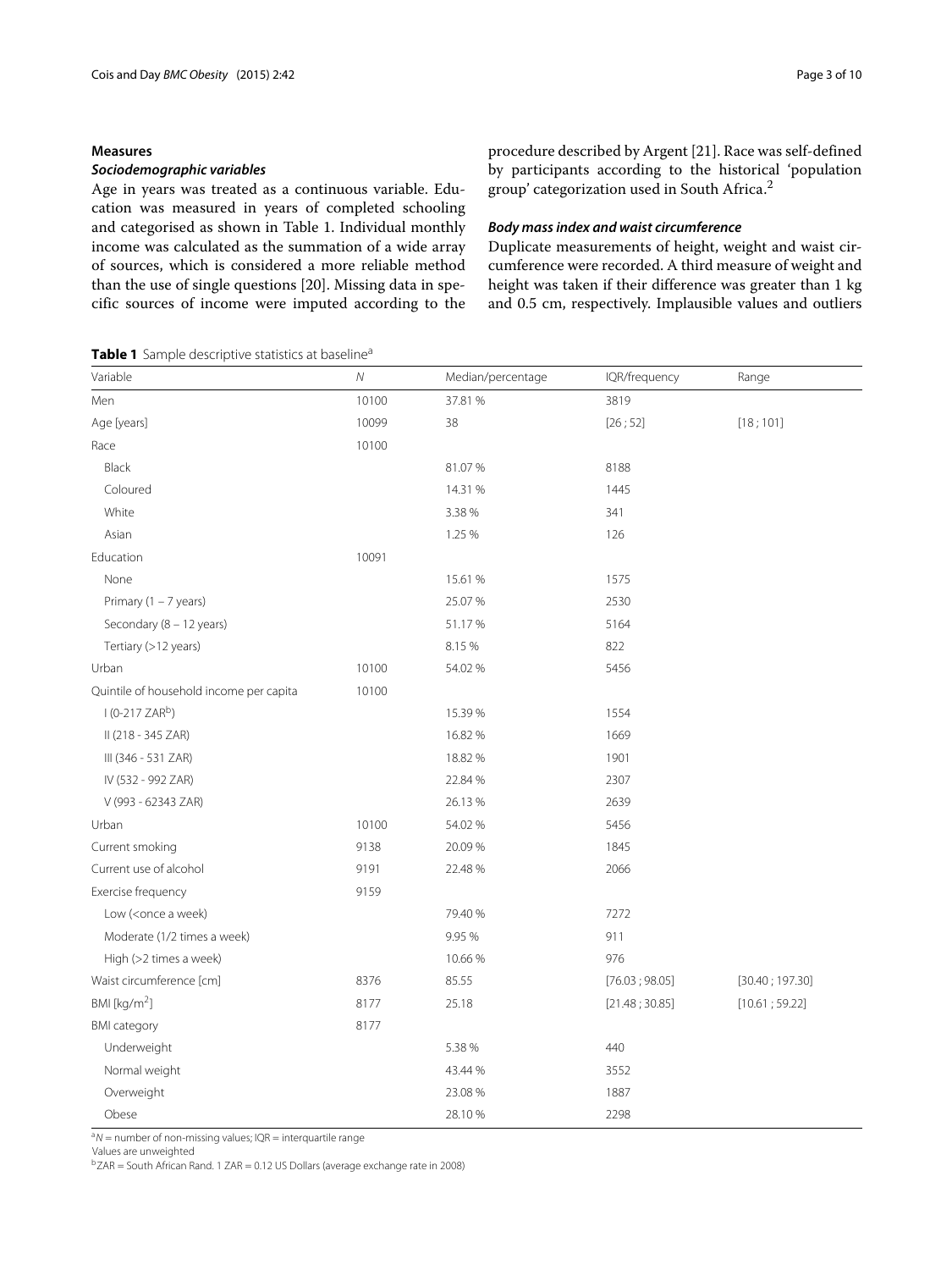## Measures

### *Sociodemographic variables*

Age in years was treated as a continuous variable. Education was measured in years of completed schooling and categorised as shown in Table 1. Individual monthly income was calculated as the summation of a wide array of sources, which is considered a more reliable method than the use of single questions [20]. Missing data in specific sources of income were imputed according to the procedure described by Argent [21]. Race was self-defined by participants according to the historical 'population group' categorization used in South Africa.[2]

### *Body mass index and waist circumference*

Duplicate measurements of height, weight and waist circumference were recorded. A third measure of weight and height was taken if their difference was greater than 1 kg and 0.5 cm, respectively. Implausible values and outliers

**Table 1** Sample descriptive statistics at baseline[a]

| Variable | *N* | Median/percentage | IQR/frequency | Range |
|---|---|---|---|---|
| Men | 10100 | 37.81 % | 3819 | |
| Age [years] | 10099 | 38 | [26 ; 52] | [18 ; 101] |
| Race | 10100 | | | |
| Black | | 81.07 % | 8188 | |
| Coloured | | 14.31 % | 1445 | |
| White | | 3.38 % | 341 | |
| Asian | | 1.25 % | 126 | |
| Education | 10091 | | | |
| None | | 15.61 % | 1575 | |
| Primary (1 – 7 years) | | 25.07 % | 2530 | |
| Secondary (8 – 12 years) | | 51.17 % | 5164 | |
| Tertiary (>12 years) | | 8.15 % | 822 | |
| Urban | 10100 | 54.02 % | 5456 | |
| Quintile of household income per capita | 10100 | | | |
| I (0-217 ZAR[b]) | | 15.39 % | 1554 | |
| II (218 - 345 ZAR) | | 16.82 % | 1669 | |
| III (346 - 531 ZAR) | | 18.82 % | 1901 | |
| IV (532 - 992 ZAR) | | 22.84 % | 2307 | |
| V (993 - 62343 ZAR) | | 26.13 % | 2639 | |
| Urban | 10100 | 54.02 % | 5456 | |
| Current smoking | 9138 | 20.09 % | 1845 | |
| Current use of alcohol | 9191 | 22.48 % | 2066 | |
| Exercise frequency | 9159 | | | |
| Low (<once a week) | | 79.40 % | 7272 | |
| Moderate (1/2 times a week) | | 9.95 % | 911 | |
| High (>2 times a week) | | 10.66 % | 976 | |
| Waist circumference [cm] | 8376 | 85.55 | [76.03 ; 98.05] | [30.40 ; 197.30] |
| BMI [kg/m$^2$] | 8177 | 25.18 | [21.48 ; 30.85] | [10.61 ; 59.22] |
| BMI category | 8177 | | | |
| Underweight | | 5.38 % | 440 | |
| Normal weight | | 43.44 % | 3552 | |
| Overweight | | 23.08 % | 1887 | |
| Obese | | 28.10 % | 2298 | |

[a]*N* = number of non-missing values; IQR = interquartile range
Values are unweighted
[b]ZAR = South African Rand. 1 ZAR = 0.12 US Dollars (average exchange rate in 2008)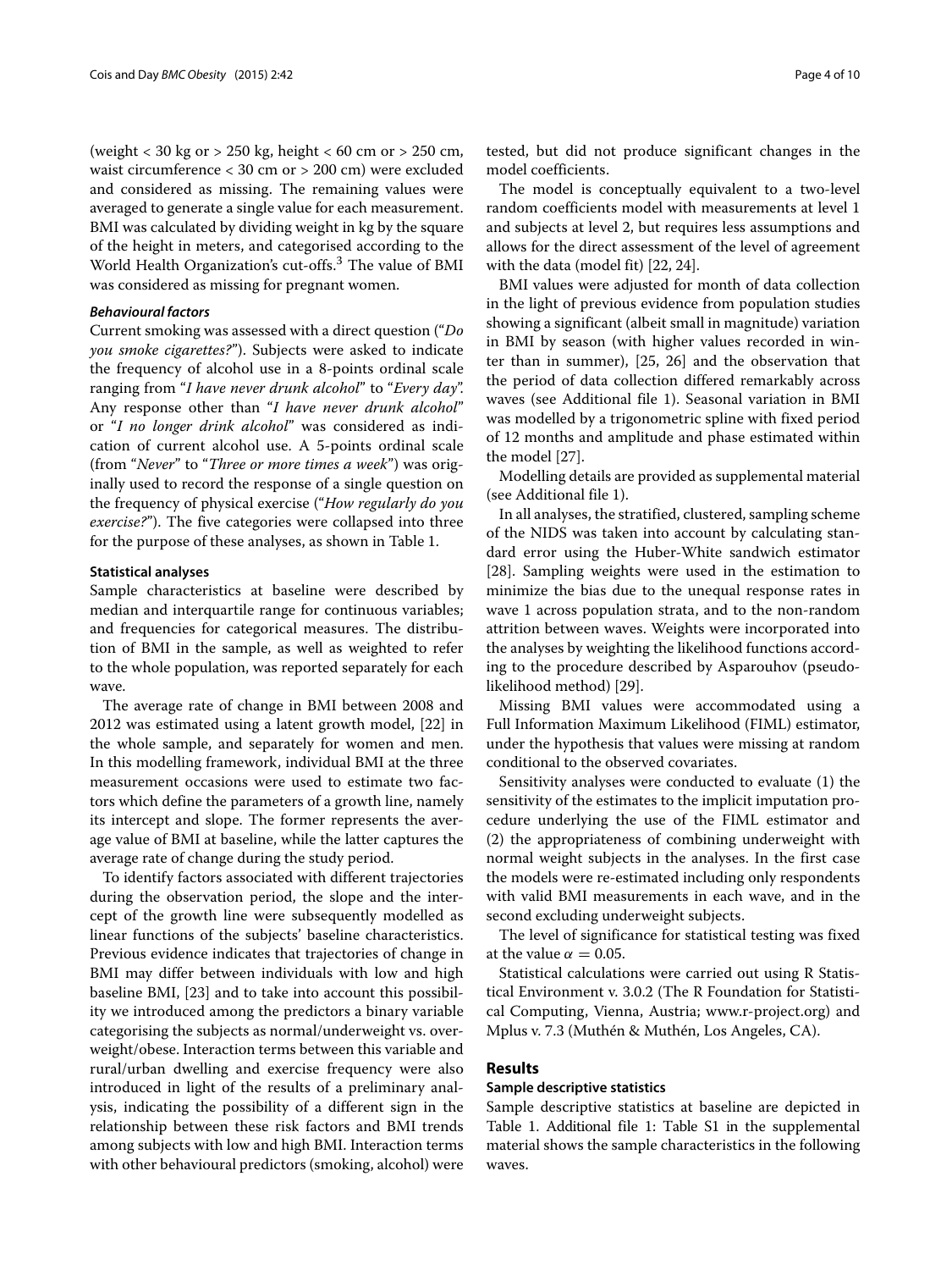(weight < 30 kg or > 250 kg, height < 60 cm or > 250 cm, waist circumference < 30 cm or > 200 cm) were excluded and considered as missing. The remaining values were averaged to generate a single value for each measurement. BMI was calculated by dividing weight in kg by the square of the height in meters, and categorised according to the World Health Organization's cut-offs.[3] The value of BMI was considered as missing for pregnant women.

#### *Behavioural factors*

Current smoking was assessed with a direct question ("*Do you smoke cigarettes?*"). Subjects were asked to indicate the frequency of alcohol use in a 8-points ordinal scale ranging from "*I have never drunk alcohol*" to "*Every day*". Any response other than "*I have never drunk alcohol*" or "*I no longer drink alcohol*" was considered as indication of current alcohol use. A 5-points ordinal scale (from "*Never*" to "*Three or more times a week*") was originally used to record the response of a single question on the frequency of physical exercise ("*How regularly do you exercise?*"). The five categories were collapsed into three for the purpose of these analyses, as shown in Table 1.

### Statistical analyses

Sample characteristics at baseline were described by median and interquartile range for continuous variables; and frequencies for categorical measures. The distribution of BMI in the sample, as well as weighted to refer to the whole population, was reported separately for each wave.

The average rate of change in BMI between 2008 and 2012 was estimated using a latent growth model, [22] in the whole sample, and separately for women and men. In this modelling framework, individual BMI at the three measurement occasions were used to estimate two factors which define the parameters of a growth line, namely its intercept and slope. The former represents the average value of BMI at baseline, while the latter captures the average rate of change during the study period.

To identify factors associated with different trajectories during the observation period, the slope and the intercept of the growth line were subsequently modelled as linear functions of the subjects' baseline characteristics. Previous evidence indicates that trajectories of change in BMI may differ between individuals with low and high baseline BMI, [23] and to take into account this possibility we introduced among the predictors a binary variable categorising the subjects as normal/underweight vs. overweight/obese. Interaction terms between this variable and rural/urban dwelling and exercise frequency were also introduced in light of the results of a preliminary analysis, indicating the possibility of a different sign in the relationship between these risk factors and BMI trends among subjects with low and high BMI. Interaction terms with other behavioural predictors (smoking, alcohol) were tested, but did not produce significant changes in the model coefficients.

The model is conceptually equivalent to a two-level random coefficients model with measurements at level 1 and subjects at level 2, but requires less assumptions and allows for the direct assessment of the level of agreement with the data (model fit) [22, 24].

BMI values were adjusted for month of data collection in the light of previous evidence from population studies showing a significant (albeit small in magnitude) variation in BMI by season (with higher values recorded in winter than in summer), [25, 26] and the observation that the period of data collection differed remarkably across waves (see Additional file 1). Seasonal variation in BMI was modelled by a trigonometric spline with fixed period of 12 months and amplitude and phase estimated within the model [27].

Modelling details are provided as supplemental material (see Additional file 1).

In all analyses, the stratified, clustered, sampling scheme of the NIDS was taken into account by calculating standard error using the Huber-White sandwich estimator [28]. Sampling weights were used in the estimation to minimize the bias due to the unequal response rates in wave 1 across population strata, and to the non-random attrition between waves. Weights were incorporated into the analyses by weighting the likelihood functions according to the procedure described by Asparouhov (pseudo-likelihood method) [29].

Missing BMI values were accommodated using a Full Information Maximum Likelihood (FIML) estimator, under the hypothesis that values were missing at random conditional to the observed covariates.

Sensitivity analyses were conducted to evaluate (1) the sensitivity of the estimates to the implicit imputation procedure underlying the use of the FIML estimator and (2) the appropriateness of combining underweight with normal weight subjects in the analyses. In the first case the models were re-estimated including only respondents with valid BMI measurements in each wave, and in the second excluding underweight subjects.

The level of significance for statistical testing was fixed at the value $\alpha = 0.05$.

Statistical calculations were carried out using R Statistical Environment v. 3.0.2 (The R Foundation for Statistical Computing, Vienna, Austria; www.r-project.org) and Mplus v. 7.3 (Muthén & Muthén, Los Angeles, CA).

## Results

### Sample descriptive statistics

Sample descriptive statistics at baseline are depicted in Table 1. Additional file 1: Table S1 in the supplemental material shows the sample characteristics in the following waves.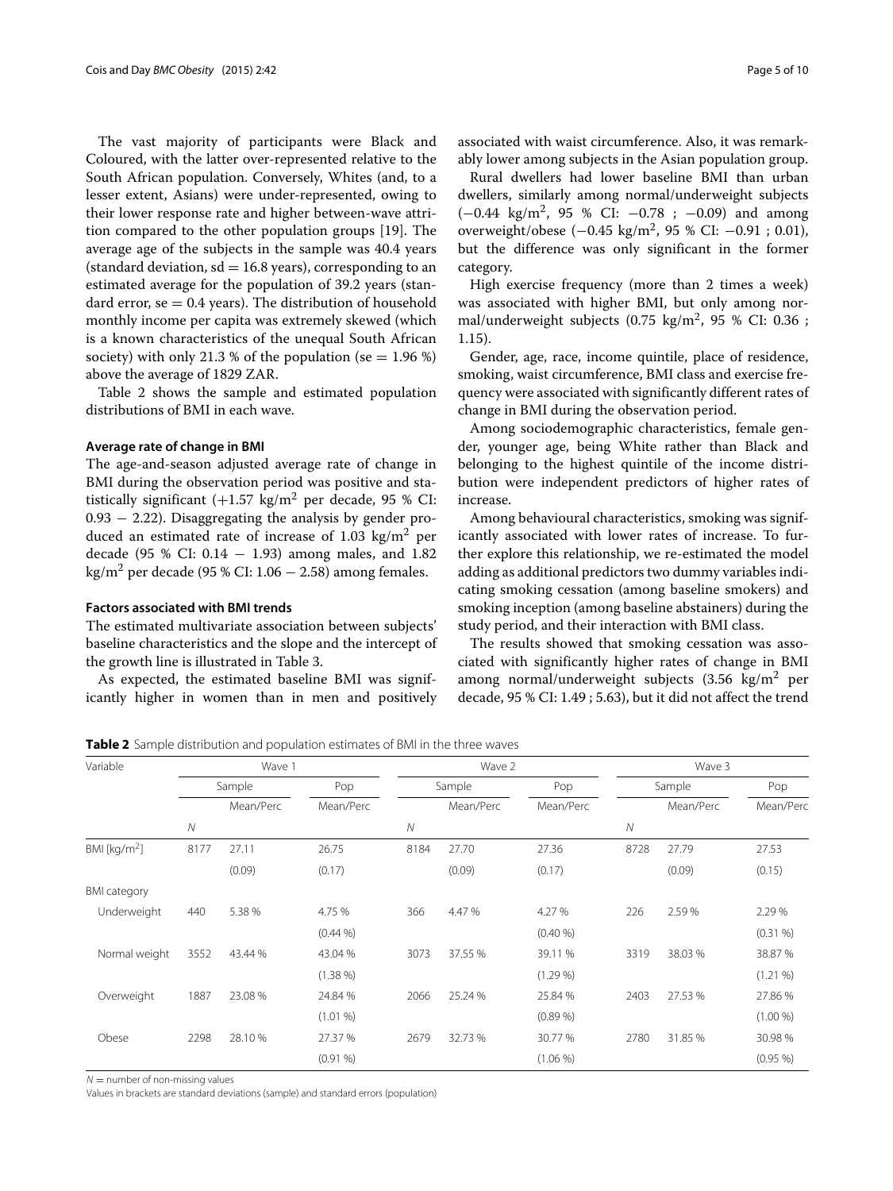The vast majority of participants were Black and Coloured, with the latter over-represented relative to the South African population. Conversely, Whites (and, to a lesser extent, Asians) were under-represented, owing to their lower response rate and higher between-wave attrition compared to the other population groups [19]. The average age of the subjects in the sample was 40.4 years (standard deviation, sd = 16.8 years), corresponding to an estimated average for the population of 39.2 years (standard error, se = 0.4 years). The distribution of household monthly income per capita was extremely skewed (which is a known characteristics of the unequal South African society) with only 21.3 % of the population (se = 1.96 %) above the average of 1829 ZAR.

Table 2 shows the sample and estimated population distributions of BMI in each wave.

#### Average rate of change in BMI

The age-and-season adjusted average rate of change in BMI during the observation period was positive and statistically significant (+1.57 kg/m$^2$ per decade, 95 % CI: 0.93 − 2.22). Disaggregating the analysis by gender produced an estimated rate of increase of 1.03 kg/m$^2$ per decade (95 % CI: 0.14 − 1.93) among males, and 1.82 kg/m$^2$ per decade (95 % CI: 1.06 − 2.58) among females.

#### Factors associated with BMI trends

The estimated multivariate association between subjects' baseline characteristics and the slope and the intercept of the growth line is illustrated in Table 3.

As expected, the estimated baseline BMI was significantly higher in women than in men and positively associated with waist circumference. Also, it was remarkably lower among subjects in the Asian population group.

Rural dwellers had lower baseline BMI than urban dwellers, similarly among normal/underweight subjects (−0.44 kg/m$^2$, 95 % CI: −0.78 ; −0.09) and among overweight/obese (−0.45 kg/m$^2$, 95 % CI: −0.91 ; 0.01), but the difference was only significant in the former category.

High exercise frequency (more than 2 times a week) was associated with higher BMI, but only among normal/underweight subjects (0.75 kg/m$^2$, 95 % CI: 0.36 ; 1.15).

Gender, age, race, income quintile, place of residence, smoking, waist circumference, BMI class and exercise frequency were associated with significantly different rates of change in BMI during the observation period.

Among sociodemographic characteristics, female gender, younger age, being White rather than Black and belonging to the highest quintile of the income distribution were independent predictors of higher rates of increase.

Among behavioural characteristics, smoking was significantly associated with lower rates of increase. To further explore this relationship, we re-estimated the model adding as additional predictors two dummy variables indicating smoking cessation (among baseline smokers) and smoking inception (among baseline abstainers) during the study period, and their interaction with BMI class.

The results showed that smoking cessation was associated with significantly higher rates of change in BMI among normal/underweight subjects (3.56 kg/m$^2$ per decade, 95 % CI: 1.49 ; 5.63), but it did not affect the trend

**Table 2** Sample distribution and population estimates of BMI in the three waves

| Variable | Wave 1 | | | Wave 2 | | | Wave 3 | | |
|---|---|---|---|---|---|---|---|---|---|
| | Sample | | Pop | Sample | | Pop | Sample | | Pop |
| | | Mean/Perc | Mean/Perc | | Mean/Perc | Mean/Perc | | Mean/Perc | Mean/Perc |
| | *N* | | | *N* | | | *N* | | |
| BMI [kg/m$^2$] | 8177 | 27.11 | 26.75 | 8184 | 27.70 | 27.36 | 8728 | 27.79 | 27.53 |
| | | (0.09) | (0.17) | | (0.09) | (0.17) | | (0.09) | (0.15) |
| BMI category | | | | | | | | | |
| Underweight | 440 | 5.38 % | 4.75 % | 366 | 4.47 % | 4.27 % | 226 | 2.59 % | 2.29 % |
| | | | (0.44 %) | | | (0.40 %) | | | (0.31 %) |
| Normal weight | 3552 | 43.44 % | 43.04 % | 3073 | 37.55 % | 39.11 % | 3319 | 38.03 % | 38.87 % |
| | | | (1.38 %) | | | (1.29 %) | | | (1.21 %) |
| Overweight | 1887 | 23.08 % | 24.84 % | 2066 | 25.24 % | 25.84 % | 2403 | 27.53 % | 27.86 % |
| | | | (1.01 %) | | | (0.89 %) | | | (1.00 %) |
| Obese | 2298 | 28.10 % | 27.37 % | 2679 | 32.73 % | 30.77 % | 2780 | 31.85 % | 30.98 % |
| | | | (0.91 %) | | | (1.06 %) | | | (0.95 %) |

*N* = number of non-missing values

Values in brackets are standard deviations (sample) and standard errors (population)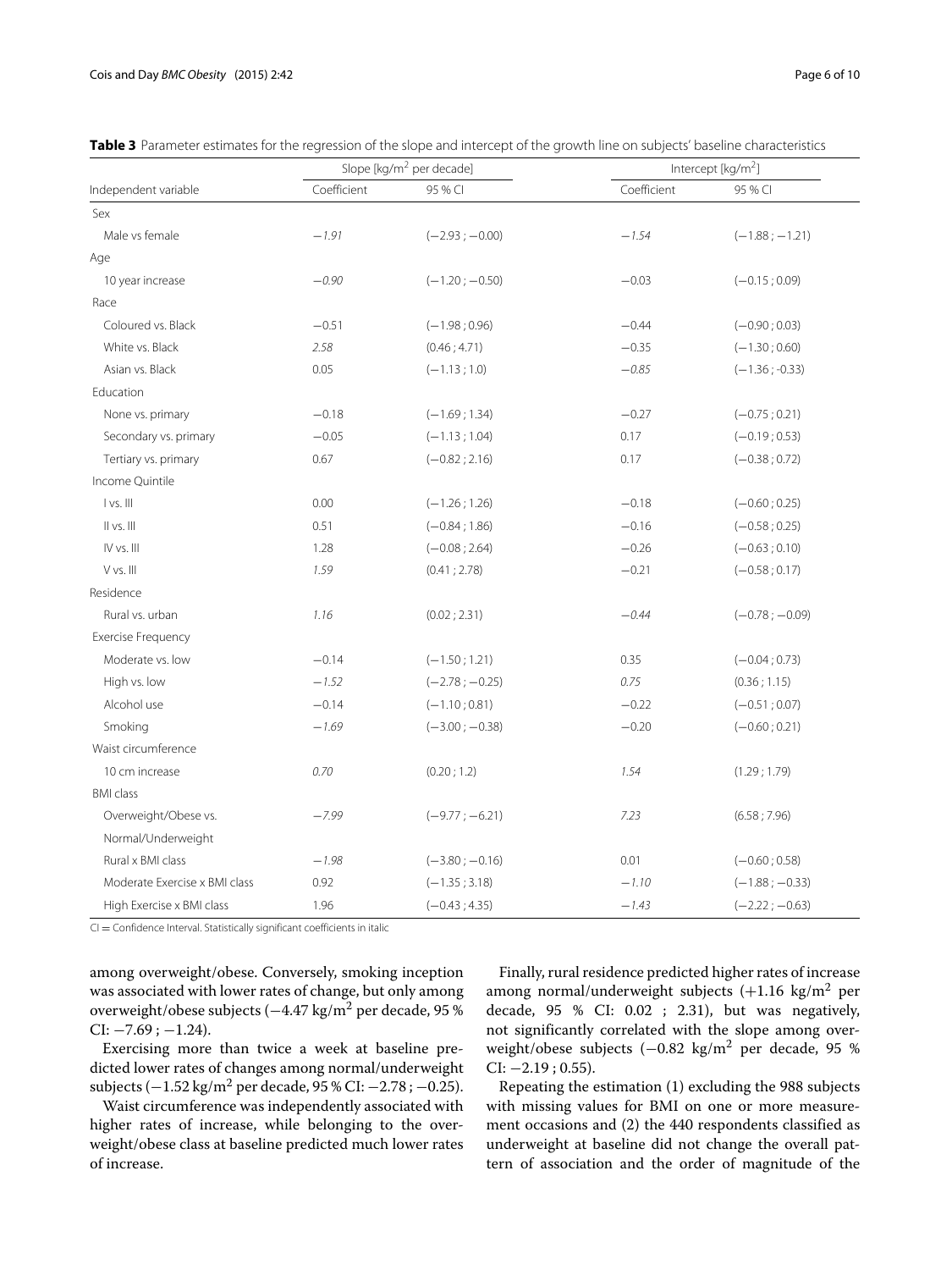**Table 3** Parameter estimates for the regression of the slope and intercept of the growth line on subjects' baseline characteristics

| | Slope [kg/m$^2$ per decade] | | Intercept [kg/m$^2$] | |
|---|---|---|---|---|
| Independent variable | Coefficient | 95 % CI | Coefficient | 95 % CI |
| Sex | | | | |
| Male vs female | *−1.91* | (−2.93 ; −0.00) | *−1.54* | (−1.88 ; −1.21) |
| Age | | | | |
| 10 year increase | *−0.90* | (−1.20 ; −0.50) | −0.03 | (−0.15 ; 0.09) |
| Race | | | | |
| Coloured vs. Black | −0.51 | (−1.98 ; 0.96) | −0.44 | (−0.90 ; 0.03) |
| White vs. Black | *2.58* | (0.46 ; 4.71) | −0.35 | (−1.30 ; 0.60) |
| Asian vs. Black | 0.05 | (−1.13 ; 1.0) | *−0.85* | (−1.36 ; -0.33) |
| Education | | | | |
| None vs. primary | −0.18 | (−1.69 ; 1.34) | −0.27 | (−0.75 ; 0.21) |
| Secondary vs. primary | −0.05 | (−1.13 ; 1.04) | 0.17 | (−0.19 ; 0.53) |
| Tertiary vs. primary | 0.67 | (−0.82 ; 2.16) | 0.17 | (−0.38 ; 0.72) |
| Income Quintile | | | | |
| I vs. III | 0.00 | (−1.26 ; 1.26) | −0.18 | (−0.60 ; 0.25) |
| II vs. III | 0.51 | (−0.84 ; 1.86) | −0.16 | (−0.58 ; 0.25) |
| IV vs. III | 1.28 | (−0.08 ; 2.64) | −0.26 | (−0.63 ; 0.10) |
| V vs. III | *1.59* | (0.41 ; 2.78) | −0.21 | (−0.58 ; 0.17) |
| Residence | | | | |
| Rural vs. urban | *1.16* | (0.02 ; 2.31) | *−0.44* | (−0.78 ; −0.09) |
| Exercise Frequency | | | | |
| Moderate vs. low | −0.14 | (−1.50 ; 1.21) | 0.35 | (−0.04 ; 0.73) |
| High vs. low | *−1.52* | (−2.78 ; −0.25) | *0.75* | (0.36 ; 1.15) |
| Alcohol use | −0.14 | (−1.10 ; 0.81) | −0.22 | (−0.51 ; 0.07) |
| Smoking | *−1.69* | (−3.00 ; −0.38) | −0.20 | (−0.60 ; 0.21) |
| Waist circumference | | | | |
| 10 cm increase | *0.70* | (0.20 ; 1.2) | *1.54* | (1.29 ; 1.79) |
| BMI class | | | | |
| Overweight/Obese vs. Normal/Underweight | *−7.99* | (−9.77 ; −6.21) | *7.23* | (6.58 ; 7.96) |
| Rural x BMI class | *−1.98* | (−3.80 ; −0.16) | 0.01 | (−0.60 ; 0.58) |
| Moderate Exercise x BMI class | 0.92 | (−1.35 ; 3.18) | *−1.10* | (−1.88 ; −0.33) |
| High Exercise x BMI class | 1.96 | (−0.43 ; 4.35) | *−1.43* | (−2.22 ; −0.63) |

CI = Confidence Interval. Statistically significant coefficients in italic

among overweight/obese. Conversely, smoking inception was associated with lower rates of change, but only among overweight/obese subjects (−4.47 kg/m$^2$ per decade, 95 % CI: −7.69 ; −1.24).

Exercising more than twice a week at baseline predicted lower rates of changes among normal/underweight subjects (−1.52 kg/m$^2$ per decade, 95 % CI: −2.78 ; −0.25).

Waist circumference was independently associated with higher rates of increase, while belonging to the overweight/obese class at baseline predicted much lower rates of increase.

Finally, rural residence predicted higher rates of increase among normal/underweight subjects (+1.16 kg/m$^2$ per decade, 95 % CI: 0.02 ; 2.31), but was negatively, not significantly correlated with the slope among overweight/obese subjects (−0.82 kg/m$^2$ per decade, 95 % CI: −2.19 ; 0.55).

Repeating the estimation (1) excluding the 988 subjects with missing values for BMI on one or more measurement occasions and (2) the 440 respondents classified as underweight at baseline did not change the overall pattern of association and the order of magnitude of the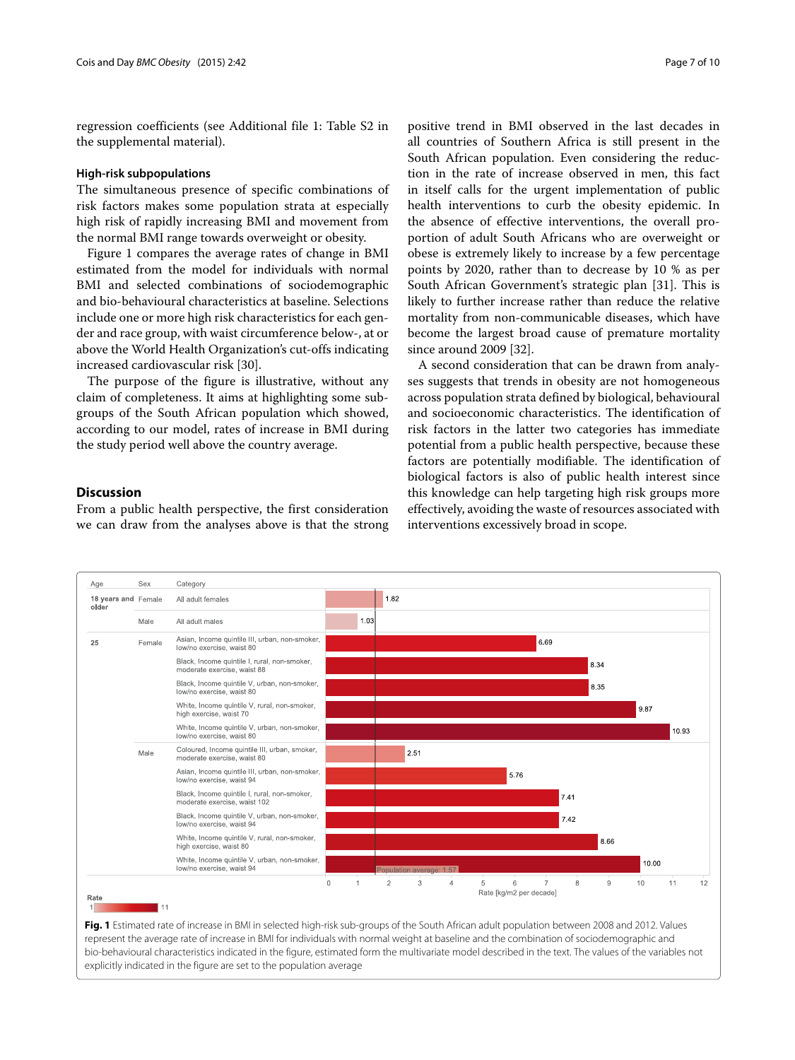regression coefficients (see Additional file 1: Table S2 in the supplemental material).

### High-risk subpopulations

The simultaneous presence of specific combinations of risk factors makes some population strata at especially high risk of rapidly increasing BMI and movement from the normal BMI range towards overweight or obesity.

Figure 1 compares the average rates of change in BMI estimated from the model for individuals with normal BMI and selected combinations of sociodemographic and bio-behavioural characteristics at baseline. Selections include one or more high risk characteristics for each gender and race group, with waist circumference below-, at or above the World Health Organization's cut-offs indicating increased cardiovascular risk [30].

The purpose of the figure is illustrative, without any claim of completeness. It aims at highlighting some subgroups of the South African population which showed, according to our model, rates of increase in BMI during the study period well above the country average.

## Discussion

From a public health perspective, the first consideration we can draw from the analyses above is that the strong positive trend in BMI observed in the last decades in all countries of Southern Africa is still present in the South African population. Even considering the reduction in the rate of increase observed in men, this fact in itself calls for the urgent implementation of public health interventions to curb the obesity epidemic. In the absence of effective interventions, the overall proportion of adult South Africans who are overweight or obese is extremely likely to increase by a few percentage points by 2020, rather than to decrease by 10 % as per South African Government's strategic plan [31]. This is likely to further increase rather than reduce the relative mortality from non-communicable diseases, which have become the largest broad cause of premature mortality since around 2009 [32].

A second consideration that can be drawn from analyses suggests that trends in obesity are not homogeneous across population strata defined by biological, behavioural and socioeconomic characteristics. The identification of risk factors in the latter two categories has immediate potential from a public health perspective, because these factors are potentially modifiable. The identification of biological factors is also of public health interest since this knowledge can help targeting high risk groups more effectively, avoiding the waste of resources associated with interventions excessively broad in scope.

Age | Sex | Category

18 years and older | Female | All adult females | 1.82

Male | All adult males | 1.03

25 | Female | Asian, Income quintile III, urban, non-smoker, low/no exercise, waist 80 | 6.69

Black, Income quintile I, rural, non-smoker, moderate exercise, waist 88 | 8.34

Black, Income quintile V, urban, non-smoker, low/no exercise, waist 80 | 8.35

White, Income quintile V, rural, non-smoker, high exercise, waist 70 | 9.87

White, Income quintile V, urban, non-smoker, low/no exercise, waist 80 | 10.93

Male | Coloured, Income quintile III, urban, smoker, moderate exercise, waist 80 | 2.51

Asian, Income quintile III, urban, non-smoker, low/no exercise, waist 94 | 5.76

Black, Income quintile I, rural, non-smoker, moderate exercise, waist 102 | 7.41

Black, Income quintile V, urban, non-smoker, low/no exercise, waist 94 | 7.42

White, Income quintile V, rural, non-smoker, high exercise, waist 80 | 8.66

White, Income quintile V, urban, non-smoker, low/no exercise, waist 94 | 10.00

Population average: 1.57

0 1 2 3 4 5 6 7 8 9 10 11 12

Rate [kg/m2 per decade]

Rate

1 11

**Fig. 1** Estimated rate of increase in BMI in selected high-risk sub-groups of the South African adult population between 2008 and 2012. Values represent the average rate of increase in BMI for individuals with normal weight at baseline and the combination of sociodemographic and bio-behavioural characteristics indicated in the figure, estimated form the multivariate model described in the text. The values of the variables not explicitly indicated in the figure are set to the population average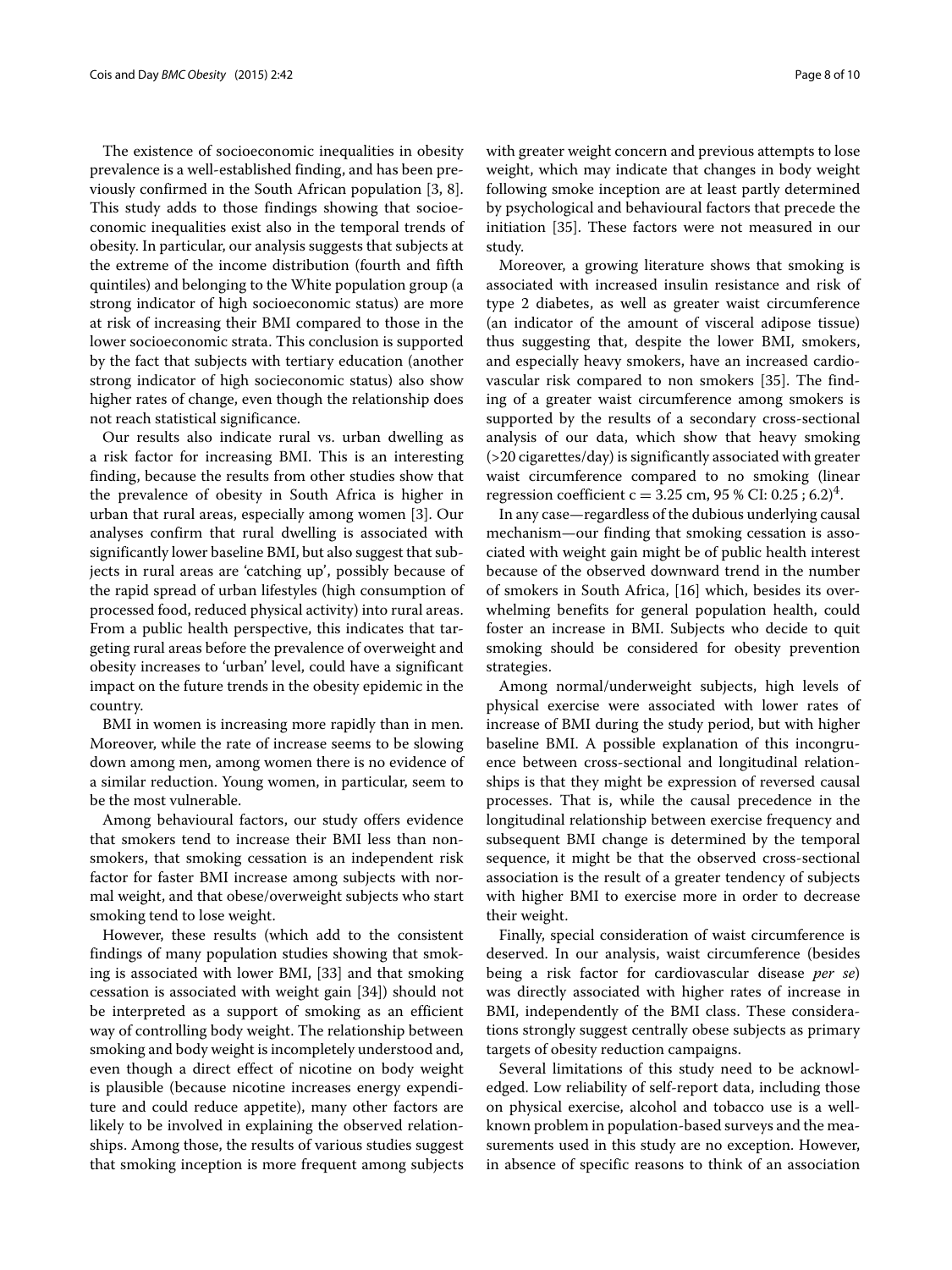The existence of socioeconomic inequalities in obesity prevalence is a well-established finding, and has been previously confirmed in the South African population [3, 8]. This study adds to those findings showing that socioeconomic inequalities exist also in the temporal trends of obesity. In particular, our analysis suggests that subjects at the extreme of the income distribution (fourth and fifth quintiles) and belonging to the White population group (a strong indicator of high socioeconomic status) are more at risk of increasing their BMI compared to those in the lower socioeconomic strata. This conclusion is supported by the fact that subjects with tertiary education (another strong indicator of high socieconomic status) also show higher rates of change, even though the relationship does not reach statistical significance.

Our results also indicate rural vs. urban dwelling as a risk factor for increasing BMI. This is an interesting finding, because the results from other studies show that the prevalence of obesity in South Africa is higher in urban that rural areas, especially among women [3]. Our analyses confirm that rural dwelling is associated with significantly lower baseline BMI, but also suggest that subjects in rural areas are 'catching up', possibly because of the rapid spread of urban lifestyles (high consumption of processed food, reduced physical activity) into rural areas. From a public health perspective, this indicates that targeting rural areas before the prevalence of overweight and obesity increases to 'urban' level, could have a significant impact on the future trends in the obesity epidemic in the country.

BMI in women is increasing more rapidly than in men. Moreover, while the rate of increase seems to be slowing down among men, among women there is no evidence of a similar reduction. Young women, in particular, seem to be the most vulnerable.

Among behavioural factors, our study offers evidence that smokers tend to increase their BMI less than non-smokers, that smoking cessation is an independent risk factor for faster BMI increase among subjects with normal weight, and that obese/overweight subjects who start smoking tend to lose weight.

However, these results (which add to the consistent findings of many population studies showing that smoking is associated with lower BMI, [33] and that smoking cessation is associated with weight gain [34]) should not be interpreted as a support of smoking as an efficient way of controlling body weight. The relationship between smoking and body weight is incompletely understood and, even though a direct effect of nicotine on body weight is plausible (because nicotine increases energy expenditure and could reduce appetite), many other factors are likely to be involved in explaining the observed relationships. Among those, the results of various studies suggest that smoking inception is more frequent among subjects with greater weight concern and previous attempts to lose weight, which may indicate that changes in body weight following smoke inception are at least partly determined by psychological and behavioural factors that precede the initiation [35]. These factors were not measured in our study.

Moreover, a growing literature shows that smoking is associated with increased insulin resistance and risk of type 2 diabetes, as well as greater waist circumference (an indicator of the amount of visceral adipose tissue) thus suggesting that, despite the lower BMI, smokers, and especially heavy smokers, have an increased cardiovascular risk compared to non smokers [35]. The finding of a greater waist circumference among smokers is supported by the results of a secondary cross-sectional analysis of our data, which show that heavy smoking (>20 cigarettes/day) is significantly associated with greater waist circumference compared to no smoking (linear regression coefficient c = 3.25 cm, 95 % CI: 0.25 ; 6.2)[4].

In any case—regardless of the dubious underlying causal mechanism—our finding that smoking cessation is associated with weight gain might be of public health interest because of the observed downward trend in the number of smokers in South Africa, [16] which, besides its overwhelming benefits for general population health, could foster an increase in BMI. Subjects who decide to quit smoking should be considered for obesity prevention strategies.

Among normal/underweight subjects, high levels of physical exercise were associated with lower rates of increase of BMI during the study period, but with higher baseline BMI. A possible explanation of this incongruence between cross-sectional and longitudinal relationships is that they might be expression of reversed causal processes. That is, while the causal precedence in the longitudinal relationship between exercise frequency and subsequent BMI change is determined by the temporal sequence, it might be that the observed cross-sectional association is the result of a greater tendency of subjects with higher BMI to exercise more in order to decrease their weight.

Finally, special consideration of waist circumference is deserved. In our analysis, waist circumference (besides being a risk factor for cardiovascular disease *per se*) was directly associated with higher rates of increase in BMI, independently of the BMI class. These considerations strongly suggest centrally obese subjects as primary targets of obesity reduction campaigns.

Several limitations of this study need to be acknowledged. Low reliability of self-report data, including those on physical exercise, alcohol and tobacco use is a well-known problem in population-based surveys and the measurements used in this study are no exception. However, in absence of specific reasons to think of an association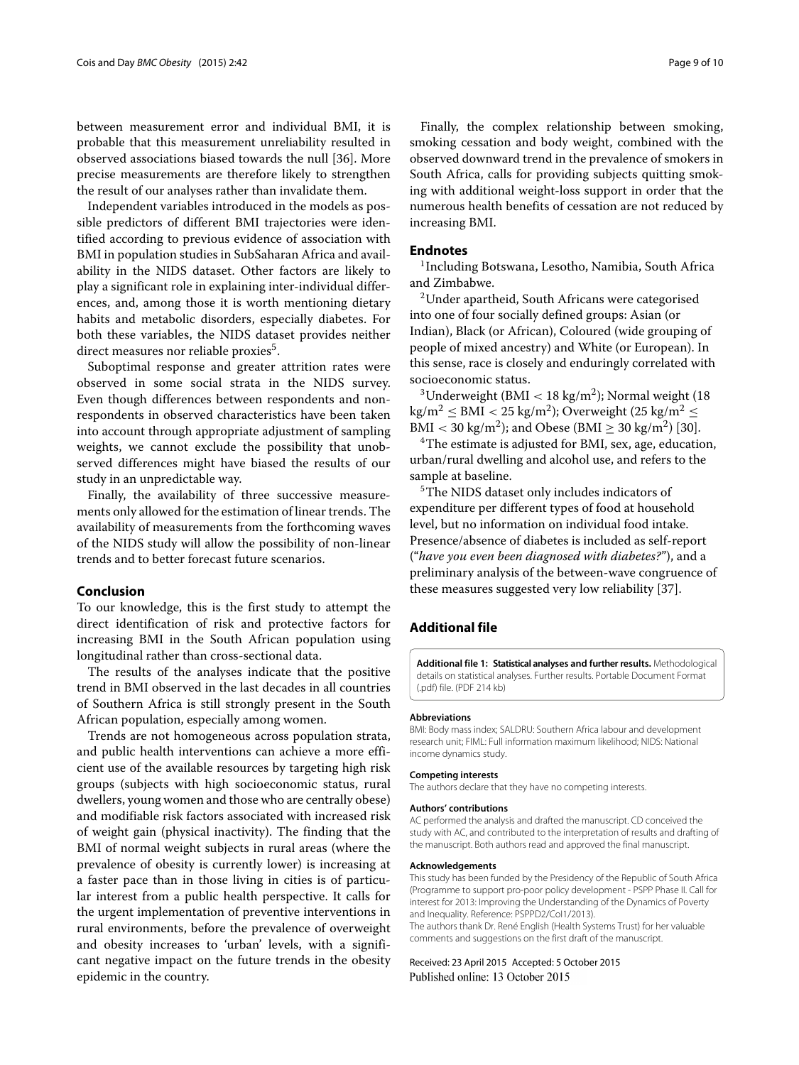between measurement error and individual BMI, it is probable that this measurement unreliability resulted in observed associations biased towards the null [36]. More precise measurements are therefore likely to strengthen the result of our analyses rather than invalidate them.

Independent variables introduced in the models as possible predictors of different BMI trajectories were identified according to previous evidence of association with BMI in population studies in SubSaharan Africa and availability in the NIDS dataset. Other factors are likely to play a significant role in explaining inter-individual differences, and, among those it is worth mentioning dietary habits and metabolic disorders, especially diabetes. For both these variables, the NIDS dataset provides neither direct measures nor reliable proxies[5].

Suboptimal response and greater attrition rates were observed in some social strata in the NIDS survey. Even though differences between respondents and non-respondents in observed characteristics have been taken into account through appropriate adjustment of sampling weights, we cannot exclude the possibility that unobserved differences might have biased the results of our study in an unpredictable way.

Finally, the availability of three successive measurements only allowed for the estimation of linear trends. The availability of measurements from the forthcoming waves of the NIDS study will allow the possibility of non-linear trends and to better forecast future scenarios.

## Conclusion

To our knowledge, this is the first study to attempt the direct identification of risk and protective factors for increasing BMI in the South African population using longitudinal rather than cross-sectional data.

The results of the analyses indicate that the positive trend in BMI observed in the last decades in all countries of Southern Africa is still strongly present in the South African population, especially among women.

Trends are not homogeneous across population strata, and public health interventions can achieve a more efficient use of the available resources by targeting high risk groups (subjects with high socioeconomic status, rural dwellers, young women and those who are centrally obese) and modifiable risk factors associated with increased risk of weight gain (physical inactivity). The finding that the BMI of normal weight subjects in rural areas (where the prevalence of obesity is currently lower) is increasing at a faster pace than in those living in cities is of particular interest from a public health perspective. It calls for the urgent implementation of preventive interventions in rural environments, before the prevalence of overweight and obesity increases to 'urban' levels, with a significant negative impact on the future trends in the obesity epidemic in the country.

Finally, the complex relationship between smoking, smoking cessation and body weight, combined with the observed downward trend in the prevalence of smokers in South Africa, calls for providing subjects quitting smoking with additional weight-loss support in order that the numerous health benefits of cessation are not reduced by increasing BMI.

## Endnotes

[1] Including Botswana, Lesotho, Namibia, South Africa and Zimbabwe.

[2] Under apartheid, South Africans were categorised into one of four socially defined groups: Asian (or Indian), Black (or African), Coloured (wide grouping of people of mixed ancestry) and White (or European). In this sense, race is closely and enduringly correlated with socioeconomic status.

[3] Underweight (BMI $< 18$ kg/m$^2$); Normal weight (18 kg/m$^2 \leq$ BMI $< 25$ kg/m$^2$); Overweight (25 kg/m$^2 \leq$ BMI $< 30$ kg/m$^2$); and Obese (BMI $\geq 30$ kg/m$^2$) [30].

[4] The estimate is adjusted for BMI, sex, age, education, urban/rural dwelling and alcohol use, and refers to the sample at baseline.

[5] The NIDS dataset only includes indicators of expenditure per different types of food at household level, but no information on individual food intake. Presence/absence of diabetes is included as self-report ("*have you even been diagnosed with diabetes?*"), and a preliminary analysis of the between-wave congruence of these measures suggested very low reliability [37].

## Additional file

**Additional file 1: Statistical analyses and further results.** Methodological details on statistical analyses. Further results. Portable Document Format (.pdf) file. (PDF 214 kb)

#### Abbreviations

BMI: Body mass index; SALDRU: Southern Africa labour and development research unit; FIML: Full information maximum likelihood; NIDS: National income dynamics study.

#### Competing interests

The authors declare that they have no competing interests.

#### Authors' contributions

AC performed the analysis and drafted the manuscript. CD conceived the study with AC, and contributed to the interpretation of results and drafting of the manuscript. Both authors read and approved the final manuscript.

#### Acknowledgements

This study has been funded by the Presidency of the Republic of South Africa (Programme to support pro-poor policy development - PSPP Phase II. Call for interest for 2013: Improving the Understanding of the Dynamics of Poverty and Inequality. Reference: PSPPD2/CoI1/2013).

The authors thank Dr. René English (Health Systems Trust) for her valuable comments and suggestions on the first draft of the manuscript.

Received: 23 April 2015 Accepted: 5 October 2015
Published online: 13 October 2015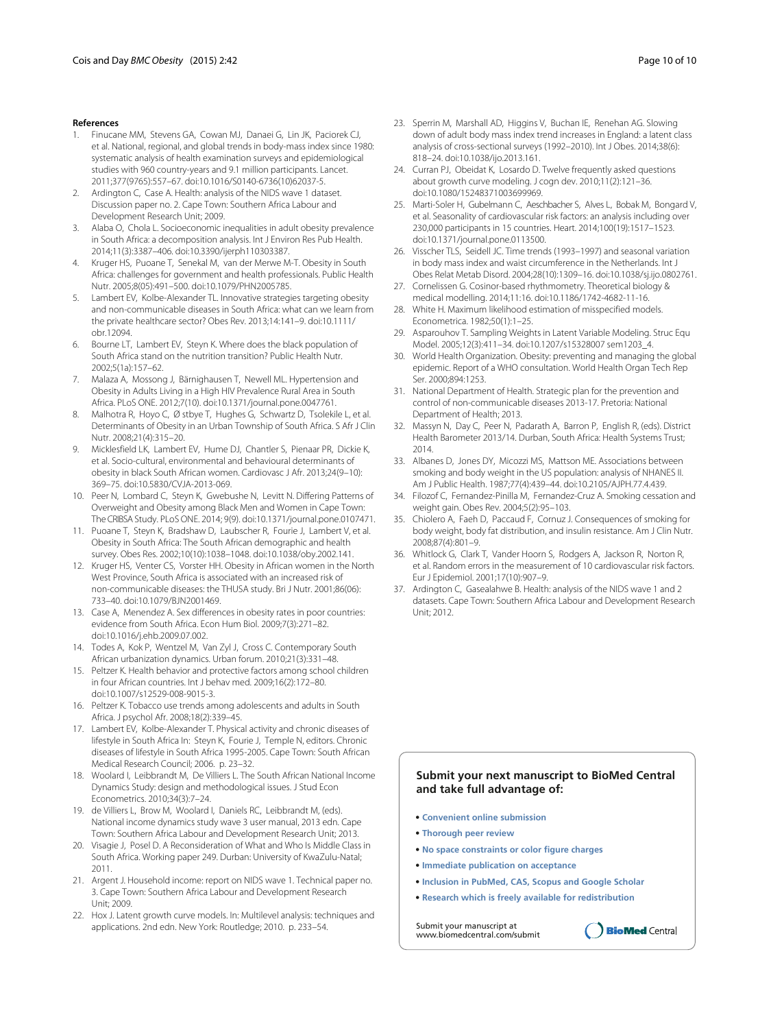## References

1. Finucane MM, Stevens GA, Cowan MJ, Danaei G, Lin JK, Paciorek CJ, et al. National, regional, and global trends in body-mass index since 1980: systematic analysis of health examination surveys and epidemiological studies with 960 country-years and 9.1 million participants. Lancet. 2011;377(9765):557–67. doi:10.1016/S0140-6736(10)62037-5.
2. Ardington C, Case A. Health: analysis of the NIDS wave 1 dataset. Discussion paper no. 2. Cape Town: Southern Africa Labour and Development Research Unit; 2009.
3. Alaba O, Chola L. Socioeconomic inequalities in adult obesity prevalence in South Africa: a decomposition analysis. Int J Environ Res Pub Health. 2014;11(3):3387–406. doi:10.3390/ijerph110303387.
4. Kruger HS, Puoane T, Senekal M, van der Merwe M-T. Obesity in South Africa: challenges for government and health professionals. Public Health Nutr. 2005;8(05):491–500. doi:10.1079/PHN2005785.
5. Lambert EV, Kolbe-Alexander TL. Innovative strategies targeting obesity and non-communicable diseases in South Africa: what can we learn from the private healthcare sector? Obes Rev. 2013;14:141–9. doi:10.1111/obr.12094.
6. Bourne LT, Lambert EV, Steyn K. Where does the black population of South Africa stand on the nutrition transition? Public Health Nutr. 2002;5(1a):157–62.
7. Malaza A, Mossong J, Bärnighausen T, Newell ML. Hypertension and Obesity in Adults Living in a High HIV Prevalence Rural Area in South Africa. PLoS ONE. 2012;7(10). doi:10.1371/journal.pone.0047761.
8. Malhotra R, Hoyo C, Ø stbye T, Hughes G, Schwartz D, Tsolekile L, et al. Determinants of Obesity in an Urban Township of South Africa. S Afr J Clin Nutr. 2008;21(4):315–20.
9. Micklesfield LK, Lambert EV, Hume DJ, Chantler S, Pienaar PR, Dickie K, et al. Socio-cultural, environmental and behavioural determinants of obesity in black South African women. Cardiovasc J Afr. 2013;24(9–10): 369–75. doi:10.5830/CVJA-2013-069.
10. Peer N, Lombard C, Steyn K, Gwebushe N, Levitt N. Differing Patterns of Overweight and Obesity among Black Men and Women in Cape Town: The CRIBSA Study. PLoS ONE. 2014; 9(9). doi:10.1371/journal.pone.0107471.
11. Puoane T, Steyn K, Bradshaw D, Laubscher R, Fourie J, Lambert V, et al. Obesity in South Africa: The South African demographic and health survey. Obes Res. 2002;10(10):1038–1048. doi:10.1038/oby.2002.141.
12. Kruger HS, Venter CS, Vorster HH. Obesity in African women in the North West Province, South Africa is associated with an increased risk of non-communicable diseases: the THUSA study. Bri J Nutr. 2001;86(06): 733–40. doi:10.1079/BJN2001469.
13. Case A, Menendez A. Sex differences in obesity rates in poor countries: evidence from South Africa. Econ Hum Biol. 2009;7(3):271–82. doi:10.1016/j.ehb.2009.07.002.
14. Todes A, Kok P, Wentzel M, Van Zyl J, Cross C. Contemporary South African urbanization dynamics. Urban forum. 2010;21(3):331–48.
15. Peltzer K. Health behavior and protective factors among school children in four African countries. Int J behav med. 2009;16(2):172–80. doi:10.1007/s12529-008-9015-3.
16. Peltzer K. Tobacco use trends among adolescents and adults in South Africa. J psychol Afr. 2008;18(2):339–45.
17. Lambert EV, Kolbe-Alexander T. Physical activity and chronic diseases of lifestyle in South Africa In: Steyn K, Fourie J, Temple N, editors. Chronic diseases of lifestyle in South Africa 1995-2005. Cape Town: South African Medical Research Council; 2006. p. 23–32.
18. Woolard I, Leibbrandt M, De Villiers L. The South African National Income Dynamics Study: design and methodological issues. J Stud Econ Econometrics. 2010;34(3):7–24.
19. de Villiers L, Brow M, Woolard I, Daniels RC, Leibbrandt M, (eds). National income dynamics study wave 3 user manual, 2013 edn. Cape Town: Southern Africa Labour and Development Research Unit; 2013.
20. Visagie J, Posel D. A Reconsideration of What and Who Is Middle Class in South Africa. Working paper 249. Durban: University of KwaZulu-Natal; 2011.
21. Argent J. Household income: report on NIDS wave 1. Technical paper no. 3. Cape Town: Southern Africa Labour and Development Research Unit; 2009.
22. Hox J. Latent growth curve models. In: Multilevel analysis: techniques and applications. 2nd edn. New York: Routledge; 2010. p. 233–54.
23. Sperrin M, Marshall AD, Higgins V, Buchan IE, Renehan AG. Slowing down of adult body mass index trend increases in England: a latent class analysis of cross-sectional surveys (1992–2010). Int J Obes. 2014;38(6): 818–24. doi:10.1038/ijo.2013.161.
24. Curran PJ, Obeidat K, Losardo D. Twelve frequently asked questions about growth curve modeling. J cogn dev. 2010;11(2):121–36. doi:10.1080/15248371003699969.
25. Marti-Soler H, Gubelmann C, Aeschbacher S, Alves L, Bobak M, Bongard V, et al. Seasonality of cardiovascular risk factors: an analysis including over 230,000 participants in 15 countries. Heart. 2014;100(19):1517–1523. doi:10.1371/journal.pone.0113500.
26. Visscher TLS, Seidell JC. Time trends (1993–1997) and seasonal variation in body mass index and waist circumference in the Netherlands. Int J Obes Relat Metab Disord. 2004;28(10):1309–16. doi:10.1038/sj.ijo.0802761.
27. Cornelissen G. Cosinor-based rhythmometry. Theoretical biology & medical modelling. 2014;11:16. doi:10.1186/1742-4682-11-16.
28. White H. Maximum likelihood estimation of misspecified models. Econometrica. 1982;50(1):1–25.
29. Asparouhov T. Sampling Weights in Latent Variable Modeling. Struc Equ Model. 2005;12(3):411–34. doi:10.1207/s15328007 sem1203_4.
30. World Health Organization. Obesity: preventing and managing the global epidemic. Report of a WHO consultation. World Health Organ Tech Rep Ser. 2000;894:1253.
31. National Department of Health. Strategic plan for the prevention and control of non-communicable diseases 2013-17. Pretoria: National Department of Health; 2013.
32. Massyn N, Day C, Peer N, Padarath A, Barron P, English R, (eds). District Health Barometer 2013/14. Durban, South Africa: Health Systems Trust; 2014.
33. Albanes D, Jones DY, Micozzi MS, Mattson ME. Associations between smoking and body weight in the US population: analysis of NHANES II. Am J Public Health. 1987;77(4):439–44. doi:10.2105/AJPH.77.4.439.
34. Filozof C, Fernandez-Pinilla M, Fernandez-Cruz A. Smoking cessation and weight gain. Obes Rev. 2004;5(2):95–103.
35. Chiolero A, Faeh D, Paccaud F, Cornuz J. Consequences of smoking for body weight, body fat distribution, and insulin resistance. Am J Clin Nutr. 2008;87(4):801–9.
36. Whitlock G, Clark T, Vander Hoorn S, Rodgers A, Jackson R, Norton R, et al. Random errors in the measurement of 10 cardiovascular risk factors. Eur J Epidemiol. 2001;17(10):907–9.
37. Ardington C, Gasealahwe B. Health: analysis of the NIDS wave 1 and 2 datasets. Cape Town: Southern Africa Labour and Development Research Unit; 2012.

**Submit your next manuscript to BioMed Central and take full advantage of:**

- **Convenient online submission**
- **Thorough peer review**
- **No space constraints or color figure charges**
- **Immediate publication on acceptance**
- **Inclusion in PubMed, CAS, Scopus and Google Scholar**
- **Research which is freely available for redistribution**

Submit your manuscript at
www.biomedcentral.com/submit

BioMed Central